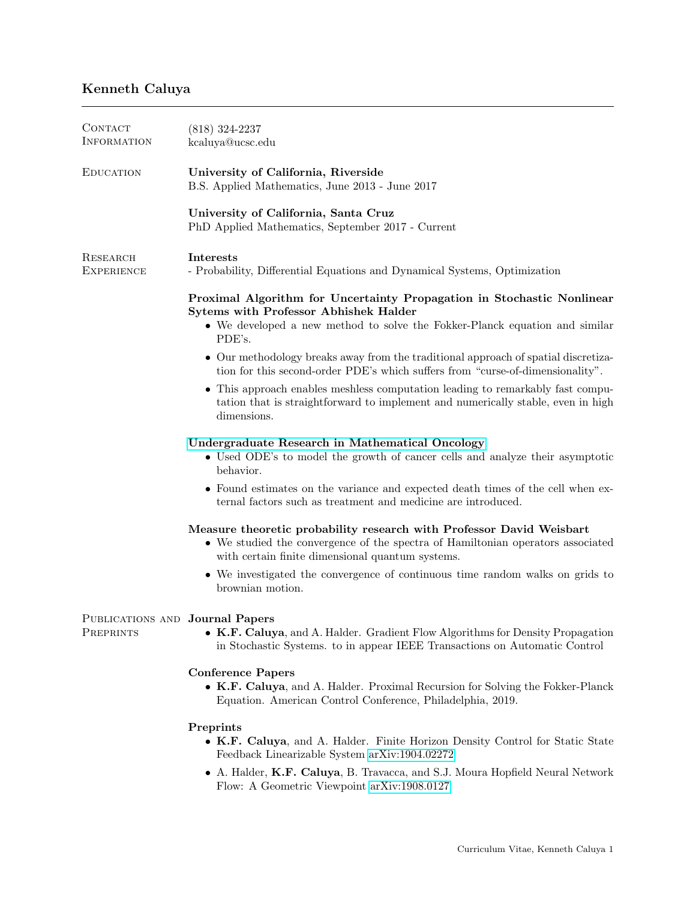# Kenneth Caluya

## Contact Information

(818) 324-2237
kcaluya@ucsc.edu

## Education

**University of California, Riverside**
B.S. Applied Mathematics, June 2013 - June 2017

**University of California, Santa Cruz**
PhD Applied Mathematics, September 2017 - Current

## Research Experience

**Interests**
- Probability, Differential Equations and Dynamical Systems, Optimization

**Proximal Algorithm for Uncertainty Propagation in Stochastic Nonlinear Sytems with Professor Abhishek Halder**

- We developed a new method to solve the Fokker-Planck equation and similar PDE's.
- Our methodology breaks away from the traditional approach of spatial discretization for this second-order PDE's which suffers from "curse-of-dimensionality".
- This approach enables meshless computation leading to remarkably fast computation that is straightforward to implement and numerically stable, even in high dimensions.

**Undergraduate Research in Mathematical Oncology**

- Used ODE's to model the growth of cancer cells and analyze their asymptotic behavior.
- Found estimates on the variance and expected death times of the cell when external factors such as treatment and medicine are introduced.

**Measure theoretic probability research with Professor David Weisbart**

- We studied the convergence of the spectra of Hamiltonian operators associated with certain finite dimensional quantum systems.
- We investigated the convergence of continuous time random walks on grids to brownian motion.

## Publications and Preprints

**Journal Papers**

- **K.F. Caluya**, and A. Halder. Gradient Flow Algorithms for Density Propagation in Stochastic Systems. to in appear IEEE Transactions on Automatic Control

**Conference Papers**

- **K.F. Caluya**, and A. Halder. Proximal Recursion for Solving the Fokker-Planck Equation. American Control Conference, Philadelphia, 2019.

**Preprints**

- **K.F. Caluya**, and A. Halder. Finite Horizon Density Control for Static State Feedback Linearizable System arXiv:1904.02272
- A. Halder, **K.F. Caluya**, B. Travacca, and S.J. Moura Hopfield Neural Network Flow: A Geometric Viewpoint arXiv:1908.0127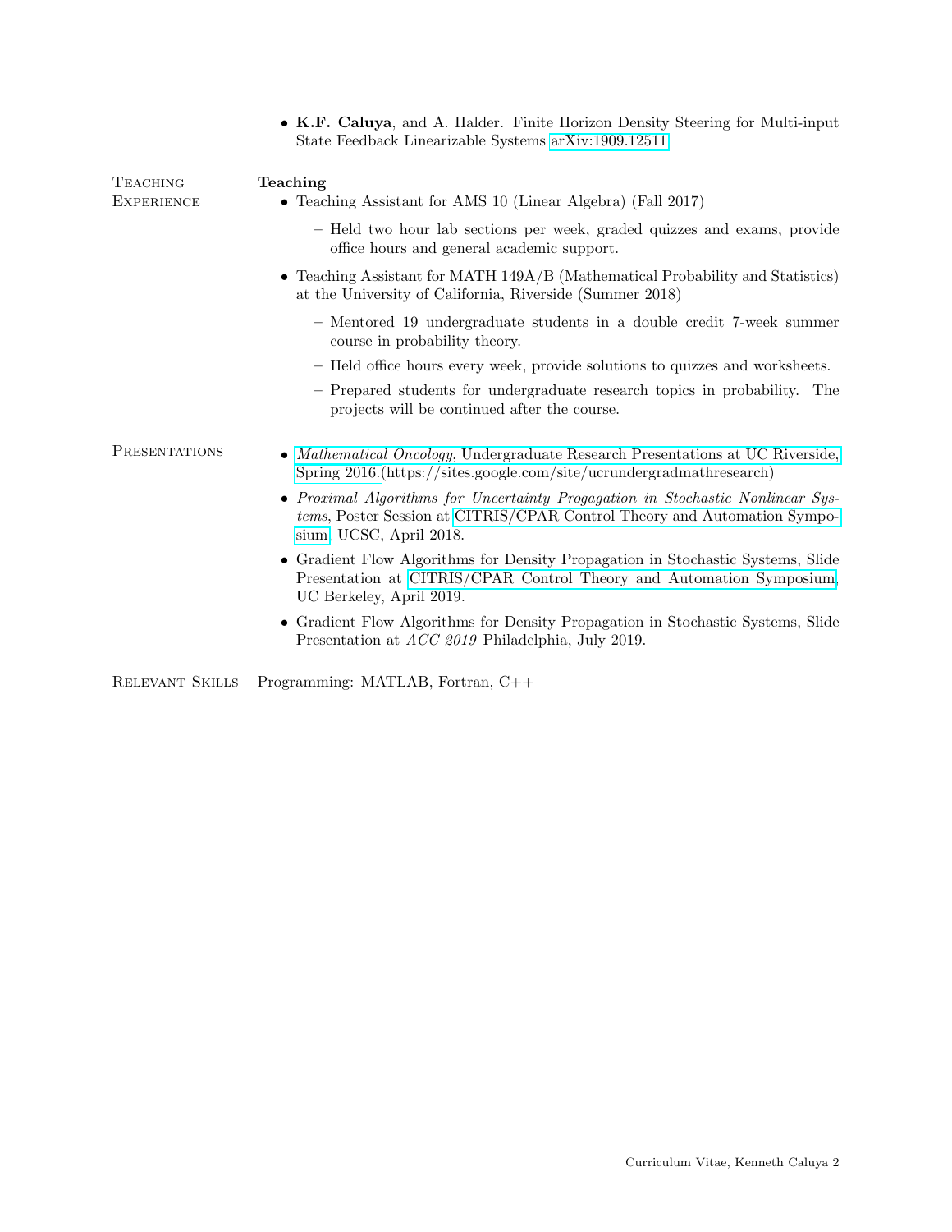- **K.F. Caluya**, and A. Halder. Finite Horizon Density Steering for Multi-input State Feedback Linearizable Systems arXiv:1909.12511

## Teaching Experience

**Teaching**

- Teaching Assistant for AMS 10 (Linear Algebra) (Fall 2017)
  - Held two hour lab sections per week, graded quizzes and exams, provide office hours and general academic support.
- Teaching Assistant for MATH 149A/B (Mathematical Probability and Statistics) at the University of California, Riverside (Summer 2018)
  - Mentored 19 undergraduate students in a double credit 7-week summer course in probability theory.
  - Held office hours every week, provide solutions to quizzes and worksheets.
  - Prepared students for undergraduate research topics in probability. The projects will be continued after the course.

## Presentations

- *Mathematical Oncology*, Undergraduate Research Presentations at UC Riverside, Spring 2016.(https://sites.google.com/site/ucrundergradmathresearch)
- *Proximal Algorithms for Uncertainty Progagation in Stochastic Nonlinear Systems*, Poster Session at CITRIS/CPAR Control Theory and Automation Symposium, UCSC, April 2018.
- Gradient Flow Algorithms for Density Propagation in Stochastic Systems, Slide Presentation at CITRIS/CPAR Control Theory and Automation Symposium, UC Berkeley, April 2019.
- Gradient Flow Algorithms for Density Propagation in Stochastic Systems, Slide Presentation at *ACC 2019* Philadelphia, July 2019.

## Relevant Skills

Programming: MATLAB, Fortran, C++